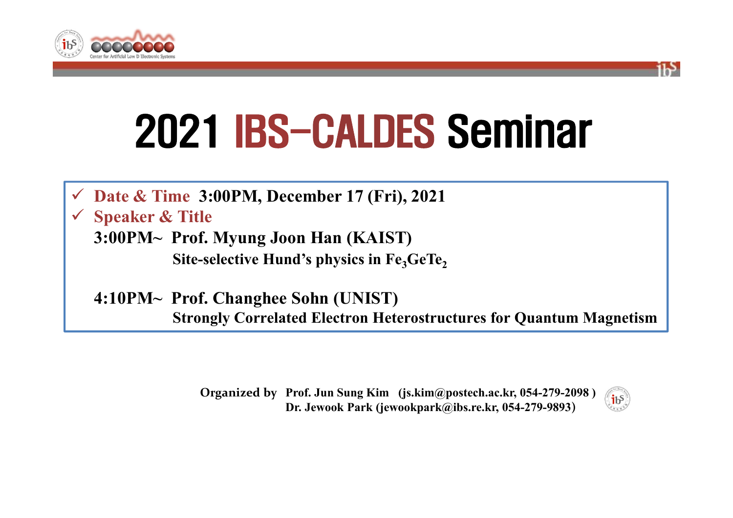# 2021 IBS-CALDES Seminar

- ✓ **Date & Time** **3:00PM, December 17 (Fri), 2021**
- ✓ **Speaker & Title**

**3:00PM~ Prof. Myung Joon Han (KAIST)**
**Site-selective Hund's physics in $Fe_3GeTe_2$**

**4:10PM~ Prof. Changhee Sohn (UNIST)**
**Strongly Correlated Electron Heterostructures for Quantum Magnetism**

**Organized by** **Prof. Jun Sung Kim (js.kim@postech.ac.kr, 054-279-2098 )**
**Dr. Jewook Park (jewookpark@ibs.re.kr, 054-279-9893)**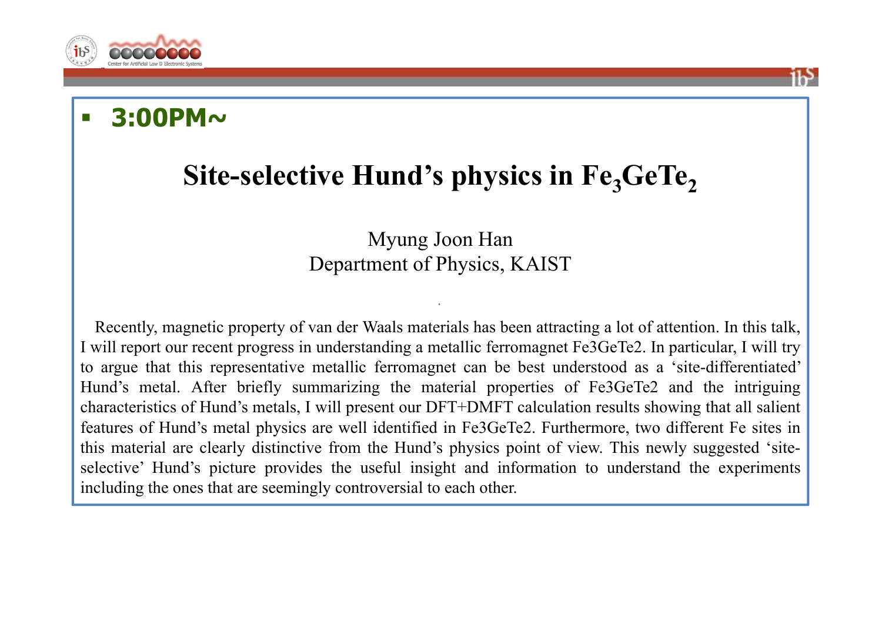- **3:00PM~**

# Site-selective Hund's physics in $Fe_3GeTe_2$

Myung Joon Han
Department of Physics, KAIST

Recently, magnetic property of van der Waals materials has been attracting a lot of attention. In this talk, I will report our recent progress in understanding a metallic ferromagnet Fe3GeTe2. In particular, I will try to argue that this representative metallic ferromagnet can be best understood as a 'site-differentiated' Hund's metal. After briefly summarizing the material properties of Fe3GeTe2 and the intriguing characteristics of Hund's metals, I will present our DFT+DMFT calculation results showing that all salient features of Hund's metal physics are well identified in Fe3GeTe2. Furthermore, two different Fe sites in this material are clearly distinctive from the Hund's physics point of view. This newly suggested 'site-selective' Hund's picture provides the useful insight and information to understand the experiments including the ones that are seemingly controversial to each other.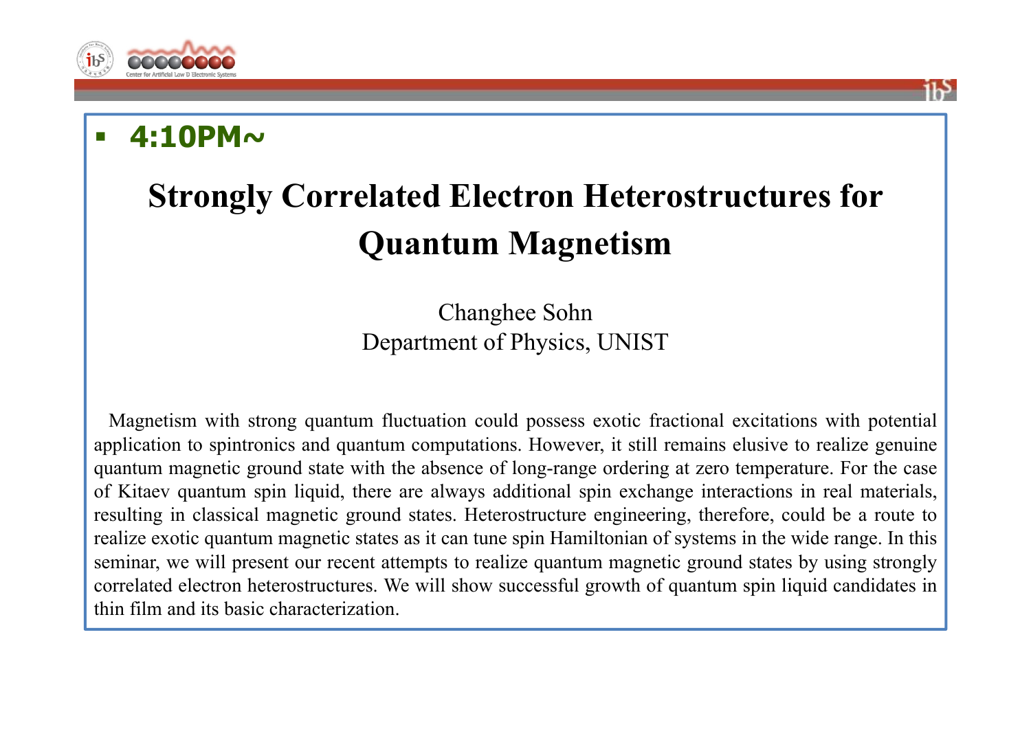- **4:10PM~**

# Strongly Correlated Electron Heterostructures for Quantum Magnetism

Changhee Sohn
Department of Physics, UNIST

Magnetism with strong quantum fluctuation could possess exotic fractional excitations with potential application to spintronics and quantum computations. However, it still remains elusive to realize genuine quantum magnetic ground state with the absence of long-range ordering at zero temperature. For the case of Kitaev quantum spin liquid, there are always additional spin exchange interactions in real materials, resulting in classical magnetic ground states. Heterostructure engineering, therefore, could be a route to realize exotic quantum magnetic states as it can tune spin Hamiltonian of systems in the wide range. In this seminar, we will present our recent attempts to realize quantum magnetic ground states by using strongly correlated electron heterostructures. We will show successful growth of quantum spin liquid candidates in thin film and its basic characterization.